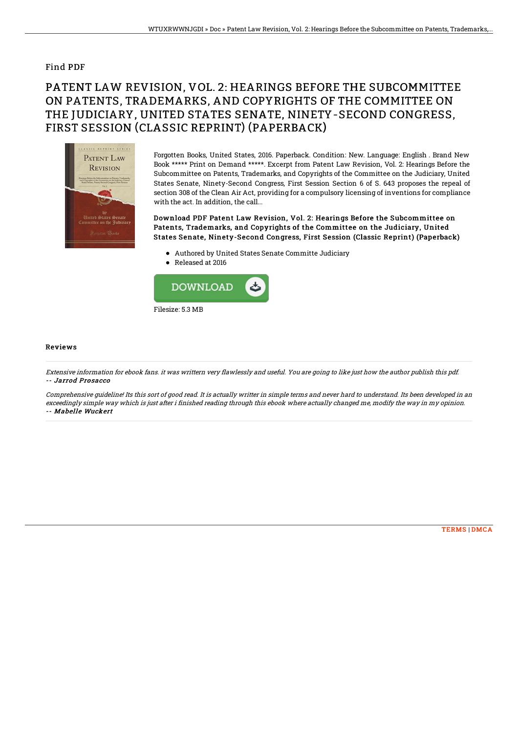Find PDF

# PATENT LAW REVISION, VOL. 2: HEARINGS BEFORE THE SUBCOMMITTEE ON PATENTS, TRADEMARKS, AND COPYRIGHTS OF THE COMMITTEE ON THE JUDICIARY, UNITED STATES SENATE, NINETY-SECOND CONGRESS, FIRST SESSION (CLASSIC REPRINT) (PAPERBACK)

Forgotten Books, United States, 2016. Paperback. Condition: New. Language: English . Brand New Book ***** Print on Demand *****. Excerpt from Patent Law Revision, Vol. 2: Hearings Before the Subcommittee on Patents, Trademarks, and Copyrights of the Committee on the Judiciary, United States Senate, Ninety-Second Congress, First Session Section 6 of S. 643 proposes the repeal of section 308 of the Clean Air Act, providing for a compulsory licensing of inventions for compliance with the act. In addition, the call...

**Download PDF Patent Law Revision, Vol. 2: Hearings Before the Subcommittee on Patents, Trademarks, and Copyrights of the Committee on the Judiciary, United States Senate, Ninety-Second Congress, First Session (Classic Reprint) (Paperback)**

- Authored by United States Senate Committe Judiciary
- Released at 2016

Filesize: 5.3 MB

## Reviews

*Extensive information for ebook fans. it was writtern very flawlessly and useful. You are going to like just how the author publish this pdf.*
*-- Jarrod Prosacco*

*Comprehensive guideline! Its this sort of good read. It is actually writter in simple terms and never hard to understand. Its been developed in an exceedingly simple way which is just after i finished reading through this ebook where actually changed me, modify the way in my opinion.*
*-- Mabelle Wuckert*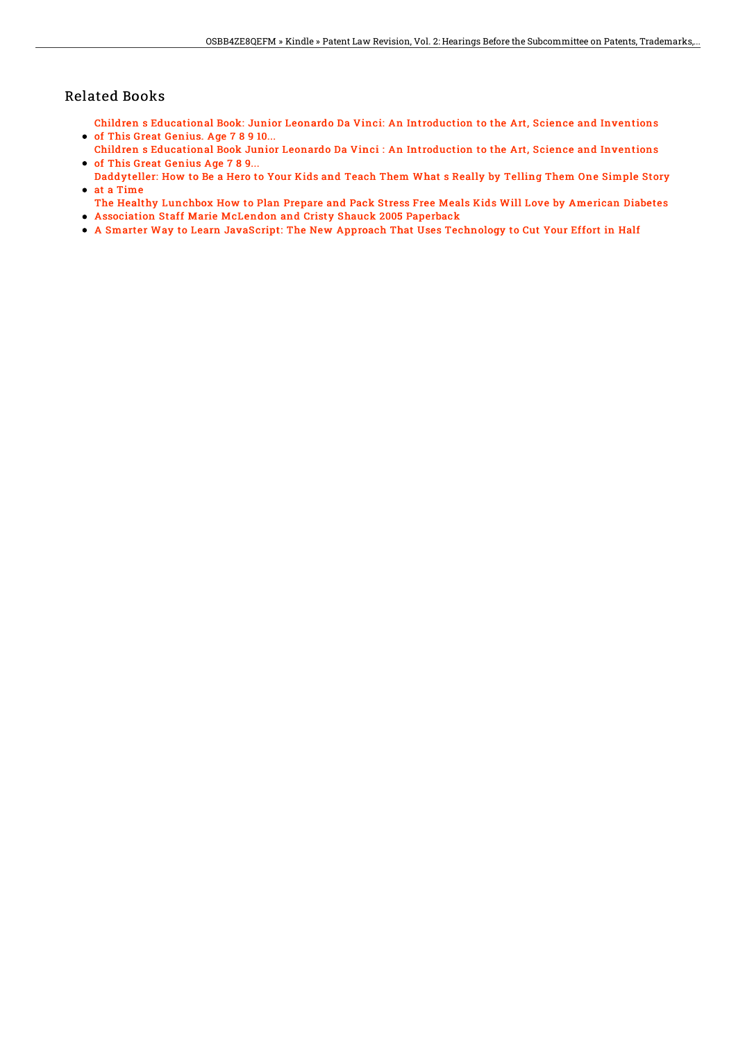## Related Books

- Children s Educational Book: Junior Leonardo Da Vinci: An Introduction to the Art, Science and Inventions of This Great Genius. Age 7 8 9 10...
- Children s Educational Book Junior Leonardo Da Vinci : An Introduction to the Art, Science and Inventions of This Great Genius Age 7 8 9...
- Daddyteller: How to Be a Hero to Your Kids and Teach Them What s Really by Telling Them One Simple Story at a Time
- The Healthy Lunchbox How to Plan Prepare and Pack Stress Free Meals Kids Will Love by American Diabetes Association Staff Marie McLendon and Cristy Shauck 2005 Paperback
- A Smarter Way to Learn JavaScript: The New Approach That Uses Technology to Cut Your Effort in Half